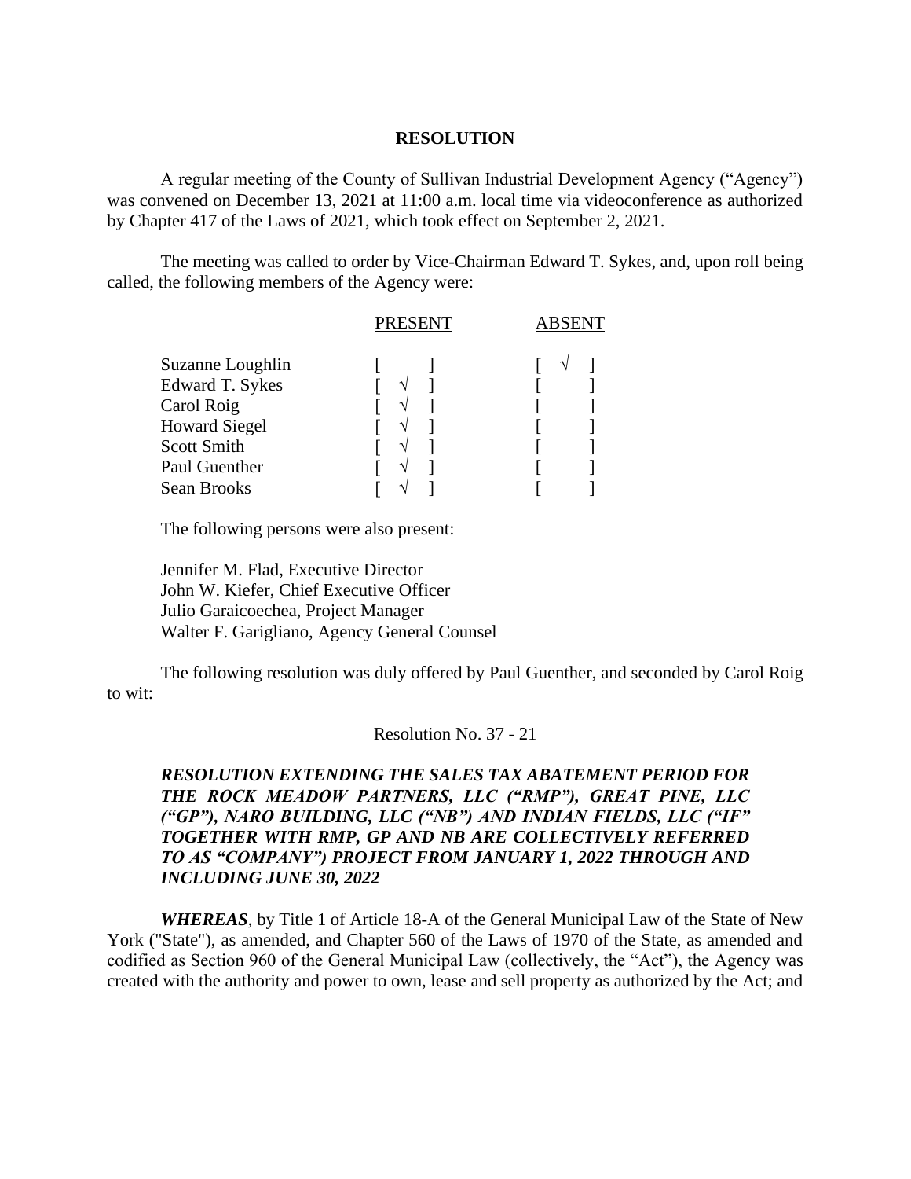# RESOLUTION

A regular meeting of the County of Sullivan Industrial Development Agency ("Agency") was convened on December 13, 2021 at 11:00 a.m. local time via videoconference as authorized by Chapter 417 of the Laws of 2021, which took effect on September 2, 2021.

The meeting was called to order by Vice-Chairman Edward T. Sykes, and, upon roll being called, the following members of the Agency were:

| | PRESENT | ABSENT |
|---|---|---|
| Suzanne Loughlin | [ ] | [ √ ] |
| Edward T. Sykes | [ √ ] | [ ] |
| Carol Roig | [ √ ] | [ ] |
| Howard Siegel | [ √ ] | [ ] |
| Scott Smith | [ √ ] | [ ] |
| Paul Guenther | [ √ ] | [ ] |
| Sean Brooks | [ √ ] | [ ] |

The following persons were also present:

Jennifer M. Flad, Executive Director
John W. Kiefer, Chief Executive Officer
Julio Garaicoechea, Project Manager
Walter F. Garigliano, Agency General Counsel

The following resolution was duly offered by Paul Guenther, and seconded by Carol Roig to wit:

Resolution No. 37 - 21

***RESOLUTION EXTENDING THE SALES TAX ABATEMENT PERIOD FOR THE ROCK MEADOW PARTNERS, LLC ("RMP"), GREAT PINE, LLC ("GP"), NARO BUILDING, LLC ("NB") AND INDIAN FIELDS, LLC ("IF" TOGETHER WITH RMP, GP AND NB ARE COLLECTIVELY REFERRED TO AS "COMPANY") PROJECT FROM JANUARY 1, 2022 THROUGH AND INCLUDING JUNE 30, 2022***

***WHEREAS***, by Title 1 of Article 18-A of the General Municipal Law of the State of New York ("State"), as amended, and Chapter 560 of the Laws of 1970 of the State, as amended and codified as Section 960 of the General Municipal Law (collectively, the "Act"), the Agency was created with the authority and power to own, lease and sell property as authorized by the Act; and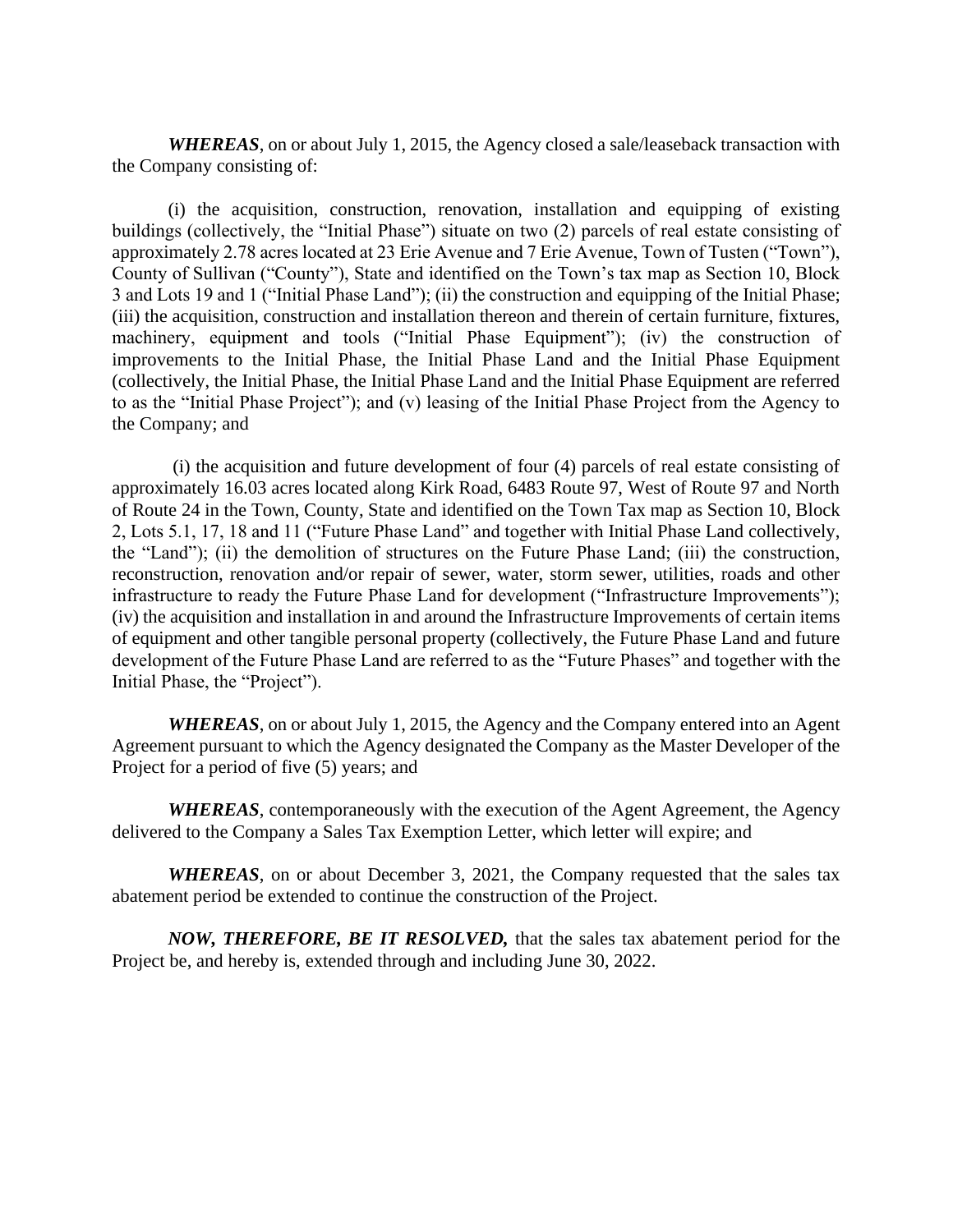***WHEREAS***, on or about July 1, 2015, the Agency closed a sale/leaseback transaction with the Company consisting of:

(i) the acquisition, construction, renovation, installation and equipping of existing buildings (collectively, the "Initial Phase") situate on two (2) parcels of real estate consisting of approximately 2.78 acres located at 23 Erie Avenue and 7 Erie Avenue, Town of Tusten ("Town"), County of Sullivan ("County"), State and identified on the Town's tax map as Section 10, Block 3 and Lots 19 and 1 ("Initial Phase Land"); (ii) the construction and equipping of the Initial Phase; (iii) the acquisition, construction and installation thereon and therein of certain furniture, fixtures, machinery, equipment and tools ("Initial Phase Equipment"); (iv) the construction of improvements to the Initial Phase, the Initial Phase Land and the Initial Phase Equipment (collectively, the Initial Phase, the Initial Phase Land and the Initial Phase Equipment are referred to as the "Initial Phase Project"); and (v) leasing of the Initial Phase Project from the Agency to the Company; and

(i) the acquisition and future development of four (4) parcels of real estate consisting of approximately 16.03 acres located along Kirk Road, 6483 Route 97, West of Route 97 and North of Route 24 in the Town, County, State and identified on the Town Tax map as Section 10, Block 2, Lots 5.1, 17, 18 and 11 ("Future Phase Land" and together with Initial Phase Land collectively, the "Land"); (ii) the demolition of structures on the Future Phase Land; (iii) the construction, reconstruction, renovation and/or repair of sewer, water, storm sewer, utilities, roads and other infrastructure to ready the Future Phase Land for development ("Infrastructure Improvements"); (iv) the acquisition and installation in and around the Infrastructure Improvements of certain items of equipment and other tangible personal property (collectively, the Future Phase Land and future development of the Future Phase Land are referred to as the "Future Phases" and together with the Initial Phase, the "Project").

***WHEREAS***, on or about July 1, 2015, the Agency and the Company entered into an Agent Agreement pursuant to which the Agency designated the Company as the Master Developer of the Project for a period of five (5) years; and

***WHEREAS***, contemporaneously with the execution of the Agent Agreement, the Agency delivered to the Company a Sales Tax Exemption Letter, which letter will expire; and

***WHEREAS***, on or about December 3, 2021, the Company requested that the sales tax abatement period be extended to continue the construction of the Project.

***NOW, THEREFORE, BE IT RESOLVED,*** that the sales tax abatement period for the Project be, and hereby is, extended through and including June 30, 2022.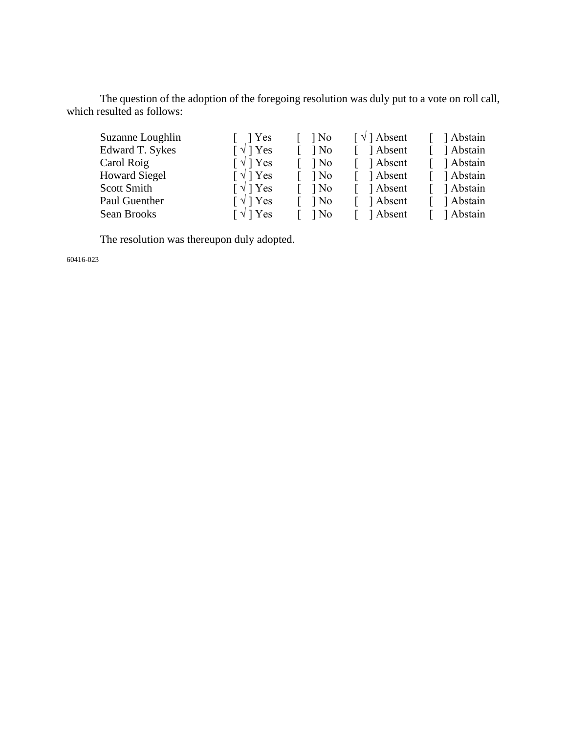The question of the adoption of the foregoing resolution was duly put to a vote on roll call, which resulted as follows:

| | | | | |
|---|---|---|---|---|
| Suzanne Loughlin | [ ] Yes | [ ] No | [ √ ] Absent | [ ] Abstain |
| Edward T. Sykes | [ √ ] Yes | [ ] No | [ ] Absent | [ ] Abstain |
| Carol Roig | [ √ ] Yes | [ ] No | [ ] Absent | [ ] Abstain |
| Howard Siegel | [ √ ] Yes | [ ] No | [ ] Absent | [ ] Abstain |
| Scott Smith | [ √ ] Yes | [ ] No | [ ] Absent | [ ] Abstain |
| Paul Guenther | [ √ ] Yes | [ ] No | [ ] Absent | [ ] Abstain |
| Sean Brooks | [ √ ] Yes | [ ] No | [ ] Absent | [ ] Abstain |

The resolution was thereupon duly adopted.

60416-023